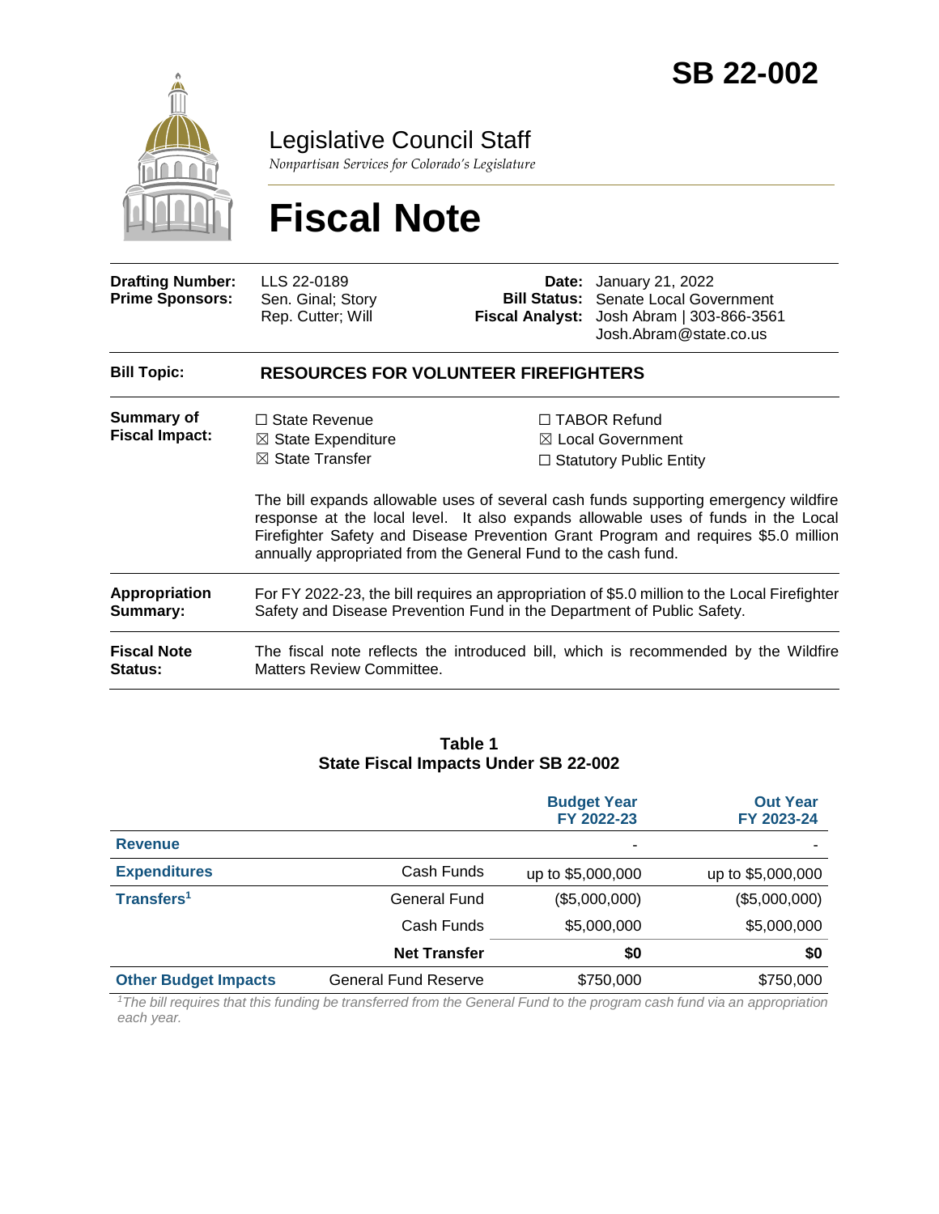# SB 22-002

Legislative Council Staff

*Nonpartisan Services for Colorado's Legislature*

# Fiscal Note

| | | | |
|---|---|---|---|
| **Drafting Number:** | LLS 22-0189 | **Date:** | January 21, 2022 |
| **Prime Sponsors:** | Sen. Ginal; Story<br>Rep. Cutter; Will | **Bill Status:** | Senate Local Government |
| | | **Fiscal Analyst:** | Josh Abram \| 303-866-3561<br>Josh.Abram@state.co.us |

| | |
|---|---|
| **Bill Topic:** | **RESOURCES FOR VOLUNTEER FIREFIGHTERS** |
| **Summary of Fiscal Impact:** | ☐ State Revenue<br>☒ State Expenditure<br>☒ State Transfer<br>☐ TABOR Refund<br>☒ Local Government<br>☐ Statutory Public Entity<br><br>The bill expands allowable uses of several cash funds supporting emergency wildfire response at the local level. It also expands allowable uses of funds in the Local Firefighter Safety and Disease Prevention Grant Program and requires $5.0 million annually appropriated from the General Fund to the cash fund. |
| **Appropriation Summary:** | For FY 2022-23, the bill requires an appropriation of $5.0 million to the Local Firefighter Safety and Disease Prevention Fund in the Department of Public Safety. |
| **Fiscal Note Status:** | The fiscal note reflects the introduced bill, which is recommended by the Wildfire Matters Review Committee. |

**Table 1**
**State Fiscal Impacts Under SB 22-002**

| | | Budget Year FY 2022-23 | Out Year FY 2023-24 |
|---|---|---|---|
| **Revenue** | | - | - |
| **Expenditures** | Cash Funds | up to $5,000,000 | up to $5,000,000 |
| **Transfers**[1] | General Fund | ($5,000,000) | ($5,000,000) |
| | Cash Funds | $5,000,000 | $5,000,000 |
| | **Net Transfer** | **$0** | **$0** |
| **Other Budget Impacts** | General Fund Reserve | $750,000 | $750,000 |

*[1]The bill requires that this funding be transferred from the General Fund to the program cash fund via an appropriation each year.*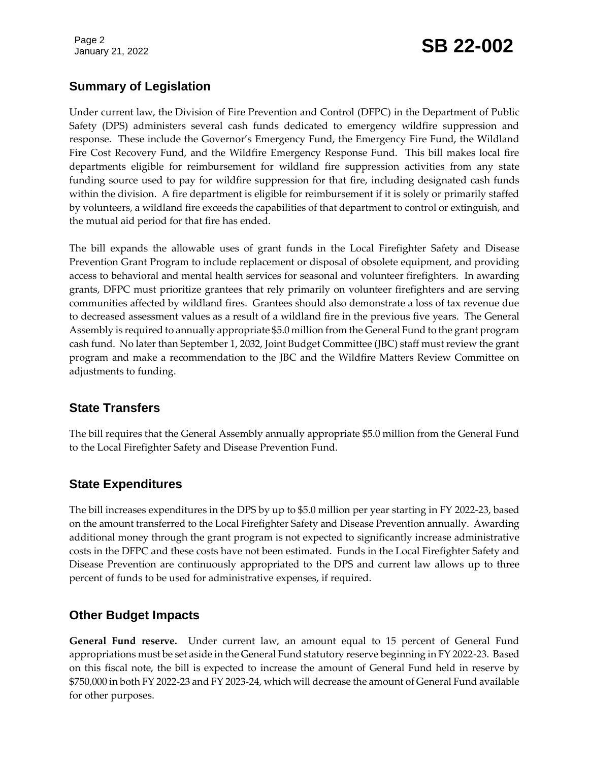## Summary of Legislation

Under current law, the Division of Fire Prevention and Control (DFPC) in the Department of Public Safety (DPS) administers several cash funds dedicated to emergency wildfire suppression and response. These include the Governor's Emergency Fund, the Emergency Fire Fund, the Wildland Fire Cost Recovery Fund, and the Wildfire Emergency Response Fund. This bill makes local fire departments eligible for reimbursement for wildland fire suppression activities from any state funding source used to pay for wildfire suppression for that fire, including designated cash funds within the division. A fire department is eligible for reimbursement if it is solely or primarily staffed by volunteers, a wildland fire exceeds the capabilities of that department to control or extinguish, and the mutual aid period for that fire has ended.

The bill expands the allowable uses of grant funds in the Local Firefighter Safety and Disease Prevention Grant Program to include replacement or disposal of obsolete equipment, and providing access to behavioral and mental health services for seasonal and volunteer firefighters. In awarding grants, DFPC must prioritize grantees that rely primarily on volunteer firefighters and are serving communities affected by wildland fires. Grantees should also demonstrate a loss of tax revenue due to decreased assessment values as a result of a wildland fire in the previous five years. The General Assembly is required to annually appropriate $5.0 million from the General Fund to the grant program cash fund. No later than September 1, 2032, Joint Budget Committee (JBC) staff must review the grant program and make a recommendation to the JBC and the Wildfire Matters Review Committee on adjustments to funding.

## State Transfers

The bill requires that the General Assembly annually appropriate $5.0 million from the General Fund to the Local Firefighter Safety and Disease Prevention Fund.

## State Expenditures

The bill increases expenditures in the DPS by up to $5.0 million per year starting in FY 2022-23, based on the amount transferred to the Local Firefighter Safety and Disease Prevention annually. Awarding additional money through the grant program is not expected to significantly increase administrative costs in the DFPC and these costs have not been estimated. Funds in the Local Firefighter Safety and Disease Prevention are continuously appropriated to the DPS and current law allows up to three percent of funds to be used for administrative expenses, if required.

## Other Budget Impacts

**General Fund reserve.** Under current law, an amount equal to 15 percent of General Fund appropriations must be set aside in the General Fund statutory reserve beginning in FY 2022-23. Based on this fiscal note, the bill is expected to increase the amount of General Fund held in reserve by $750,000 in both FY 2022-23 and FY 2023-24, which will decrease the amount of General Fund available for other purposes.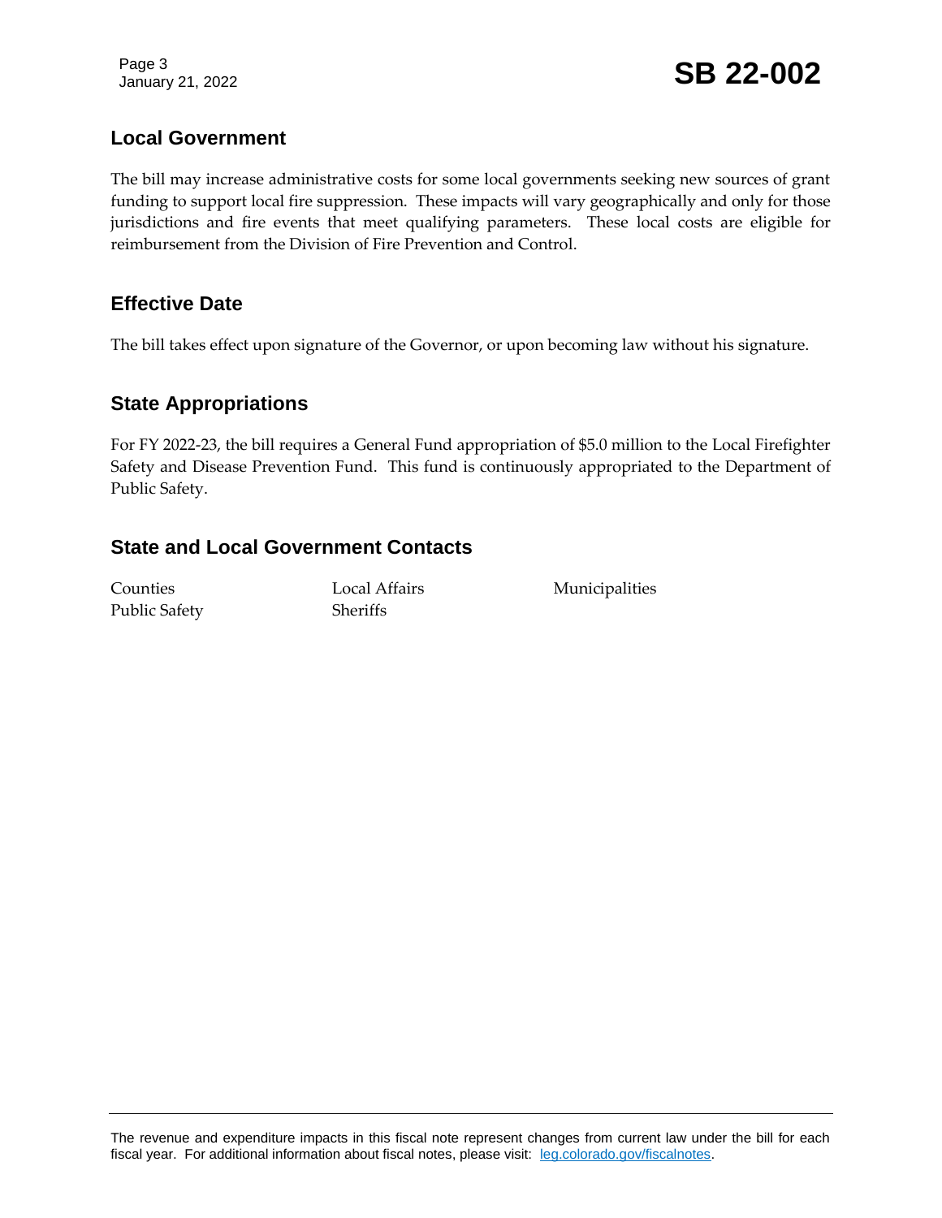## Local Government

The bill may increase administrative costs for some local governments seeking new sources of grant funding to support local fire suppression. These impacts will vary geographically and only for those jurisdictions and fire events that meet qualifying parameters. These local costs are eligible for reimbursement from the Division of Fire Prevention and Control.

## Effective Date

The bill takes effect upon signature of the Governor, or upon becoming law without his signature.

## State Appropriations

For FY 2022-23, the bill requires a General Fund appropriation of $5.0 million to the Local Firefighter Safety and Disease Prevention Fund. This fund is continuously appropriated to the Department of Public Safety.

## State and Local Government Contacts

| | | |
|---|---|---|
| Counties | Local Affairs | Municipalities |
| Public Safety | Sheriffs | |

The revenue and expenditure impacts in this fiscal note represent changes from current law under the bill for each fiscal year. For additional information about fiscal notes, please visit: leg.colorado.gov/fiscalnotes.